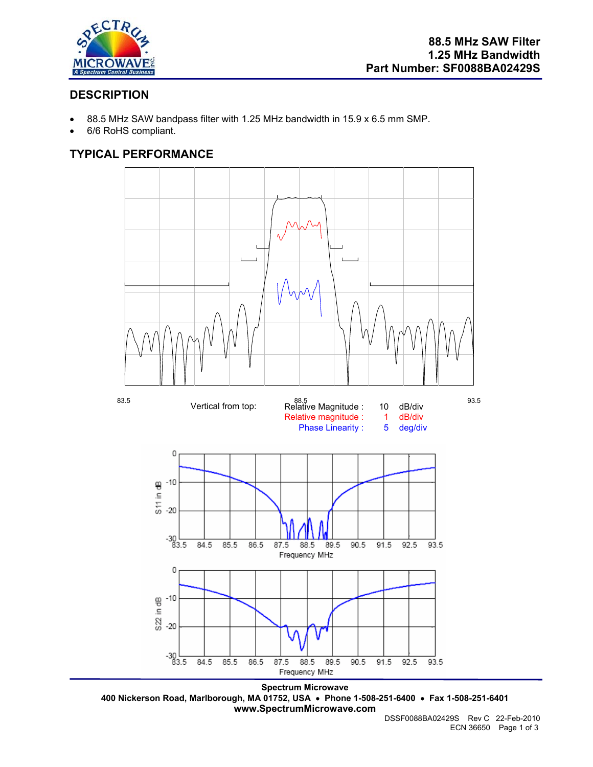**88.5 MHz SAW Filter**
**1.25 MHz Bandwidth**
**Part Number: SF0088BA02429S**

## DESCRIPTION

- 88.5 MHz SAW bandpass filter with 1.25 MHz bandwidth in 15.9 x 6.5 mm SMP.
- 6/6 RoHS compliant.

## TYPICAL PERFORMANCE

83.5 88.5 93.5

Vertical from top:

| | | |
|---|---|---|
| Relative Magnitude : | 10 | dB/div |
| Relative magnitude : | 1 | dB/div |
| Phase Linearity : | 5 | deg/div |

S11 in dB — Frequency MHz (83.5 – 93.5)

S22 in dB — Frequency MHz (83.5 – 93.5)

**Spectrum Microwave**
**400 Nickerson Road, Marlborough, MA 01752, USA • Phone 1-508-251-6400 • Fax 1-508-251-6401**
**www.SpectrumMicrowave.com**

DSSF0088BA02429S Rev C 22-Feb-2010
ECN 36650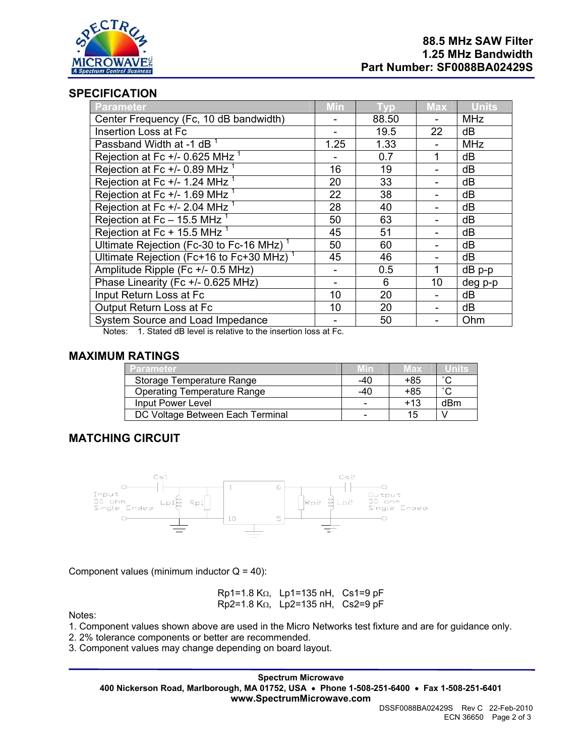**88.5 MHz SAW Filter**
**1.25 MHz Bandwidth**
**Part Number: SF0088BA02429S**

## SPECIFICATION

| Parameter | Min | Typ | Max | Units |
|---|---|---|---|---|
| Center Frequency (Fc, 10 dB bandwidth) | - | 88.50 | - | MHz |
| Insertion Loss at Fc | - | 19.5 | 22 | dB |
| Passband Width at -1 dB [1] | 1.25 | 1.33 | - | MHz |
| Rejection at Fc +/- 0.625 MHz [1] | - | 0.7 | 1 | dB |
| Rejection at Fc +/- 0.89 MHz [1] | 16 | 19 | - | dB |
| Rejection at Fc +/- 1.24 MHz [1] | 20 | 33 | - | dB |
| Rejection at Fc +/- 1.69 MHz [1] | 22 | 38 | - | dB |
| Rejection at Fc +/- 2.04 MHz [1] | 28 | 40 | - | dB |
| Rejection at Fc – 15.5 MHz [1] | 50 | 63 | - | dB |
| Rejection at Fc + 15.5 MHz [1] | 45 | 51 | - | dB |
| Ultimate Rejection (Fc-30 to Fc-16 MHz) [1] | 50 | 60 | - | dB |
| Ultimate Rejection (Fc+16 to Fc+30 MHz) [1] | 45 | 46 | - | dB |
| Amplitude Ripple (Fc +/- 0.5 MHz) | - | 0.5 | 1 | dB p-p |
| Phase Linearity (Fc +/- 0.625 MHz) | - | 6 | 10 | deg p-p |
| Input Return Loss at Fc | 10 | 20 | - | dB |
| Output Return Loss at Fc | 10 | 20 | - | dB |
| System Source and Load Impedance | - | 50 | - | Ohm |

Notes: 1. Stated dB level is relative to the insertion loss at Fc.

## MAXIMUM RATINGS

| Parameter | Min | Max | Units |
|---|---|---|---|
| Storage Temperature Range | -40 | +85 | ˚C |
| Operating Temperature Range | -40 | +85 | ˚C |
| Input Power Level | - | +13 | dBm |
| DC Voltage Between Each Terminal | - | 15 | V |

## MATCHING CIRCUIT

Input 50 ohm Single Ended — Cs1 — Lp1, Rp1 — pins 1 / 10 — pins 6 / 5 — Rp2, Lp2 — Cs2 — Output 50 ohm Single Ended

Component values (minimum inductor Q = 40):

Rp1=1.8 KΩ, Lp1=135 nH, Cs1=9 pF
Rp2=1.8 KΩ, Lp2=135 nH, Cs2=9 pF

Notes:
1. Component values shown above are used in the Micro Networks test fixture and are for guidance only.
2. 2% tolerance components or better are recommended.
3. Component values may change depending on board layout.

**Spectrum Microwave**
**400 Nickerson Road, Marlborough, MA 01752, USA • Phone 1-508-251-6400 • Fax 1-508-251-6401**
**www.SpectrumMicrowave.com**

DSSF0088BA02429S Rev C 22-Feb-2010
ECN 36650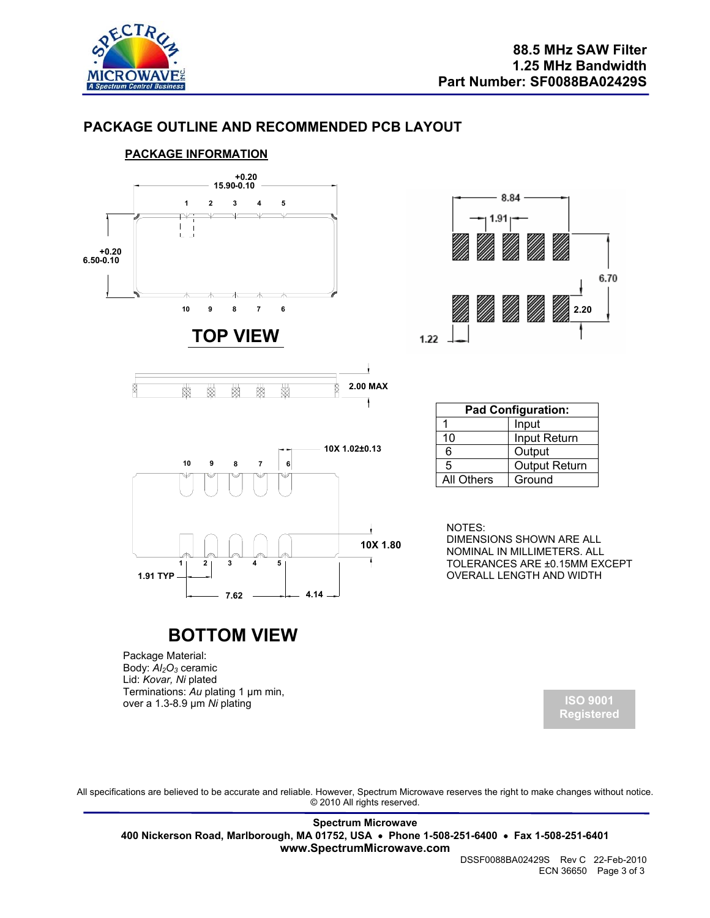## PACKAGE OUTLINE AND RECOMMENDED PCB LAYOUT

### PACKAGE INFORMATION

+0.20
15.90-0.10

1 2 3 4 5

+0.20
6.50-0.10

10 9 8 7 6

**TOP VIEW**

8.84

1.91

6.70

2.20

1.22

2.00 MAX

10X 1.02±0.13

10 9 8 7 6

10X 1.80

1 2 3 4 5

1.91 TYP

7.62

4.14

**BOTTOM VIEW**

| Pad Configuration: | |
|---|---|
| 1 | Input |
| 10 | Input Return |
| 6 | Output |
| 5 | Output Return |
| All Others | Ground |

NOTES:
DIMENSIONS SHOWN ARE ALL NOMINAL IN MILLIMETERS. ALL TOLERANCES ARE ±0.15MM EXCEPT OVERALL LENGTH AND WIDTH

Package Material:
Body: $Al_2O_3$ ceramic
Lid: *Kovar, Ni* plated
Terminations: *Au* plating 1 µm min, over a 1.3-8.9 µm *Ni* plating

ISO 9001 Registered

All specifications are believed to be accurate and reliable. However, Spectrum Microwave reserves the right to make changes without notice.
© 2010 All rights reserved.

**Spectrum Microwave**
**400 Nickerson Road, Marlborough, MA 01752, USA • Phone 1-508-251-6400 • Fax 1-508-251-6401**
**www.SpectrumMicrowave.com**

DSSF0088BA02429S Rev C 22-Feb-2010
ECN 36650